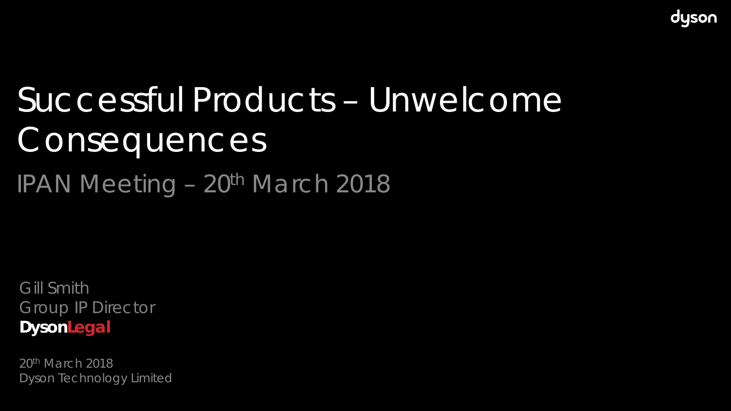# Successful Products – Unwelcome Consequences

## IPAN Meeting – 20th March 2018

Gill Smith
Group IP Director
**DysonLegal**

20th March 2018
Dyson Technology Limited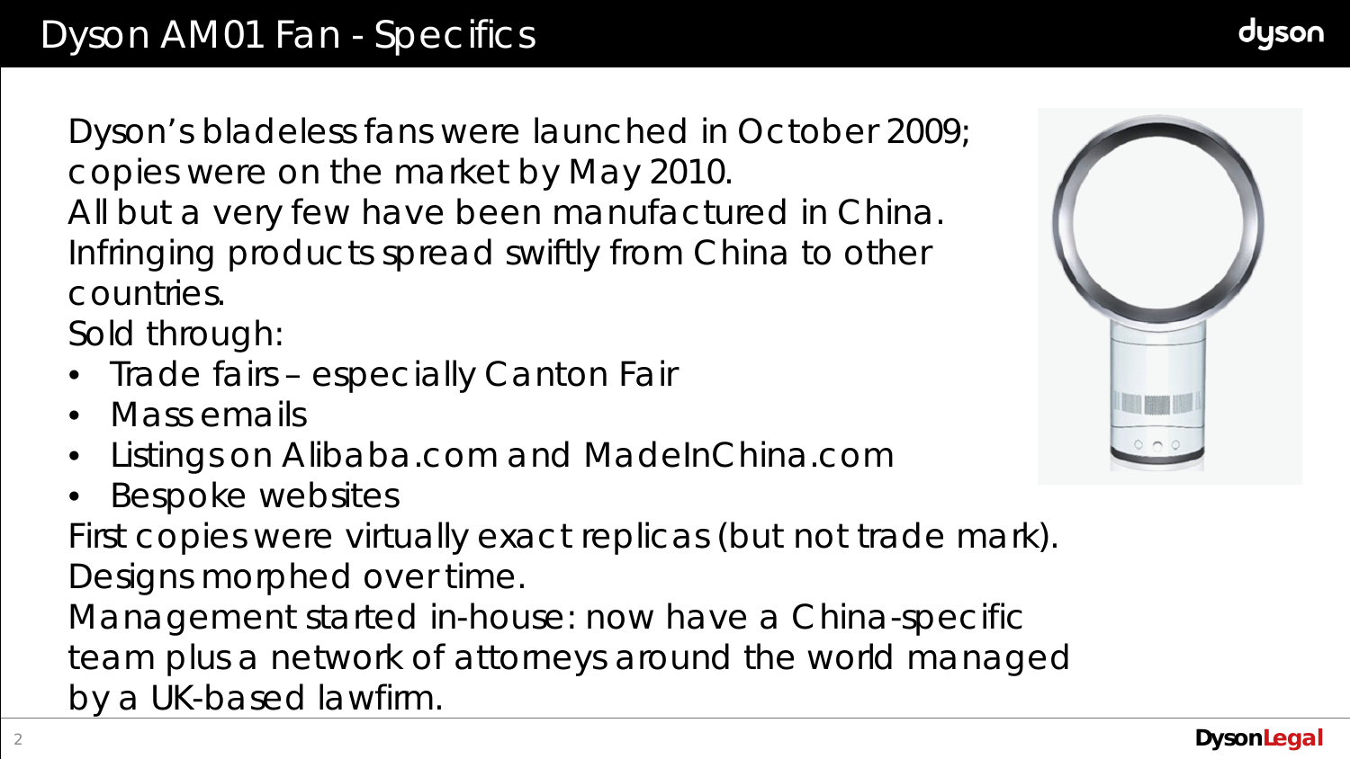# Dyson AM01 Fan - Specifics

Dyson's bladeless fans were launched in October 2009; copies were on the market by May 2010.

All but a very few have been manufactured in China.

Infringing products spread swiftly from China to other countries.

Sold through:

- Trade fairs – especially Canton Fair
- Mass emails
- Listings on Alibaba.com and MadeInChina.com
- Bespoke websites

First copies were virtually exact replicas (but not trade mark).

Designs morphed over time.

Management started in-house: now have a China-specific team plus a network of attorneys around the world managed by a UK-based lawfirm.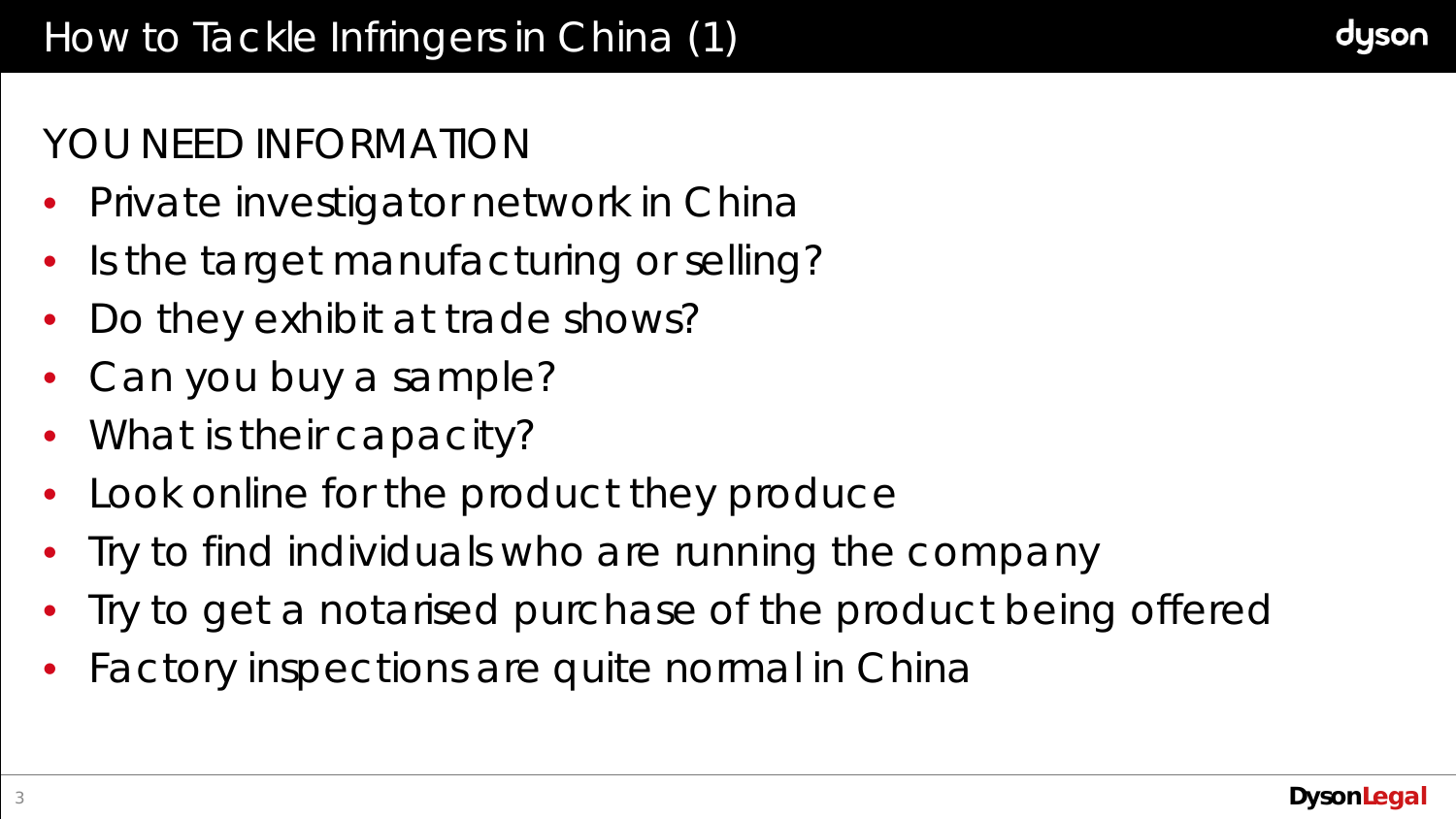# How to Tackle Infringers in China (1)

YOU NEED INFORMATION

- Private investigator network in China
- Is the target manufacturing or selling?
- Do they exhibit at trade shows?
- Can you buy a sample?
- What is their capacity?
- Look online for the product they produce
- Try to find individuals who are running the company
- Try to get a notarised purchase of the product being offered
- Factory inspections are quite normal in China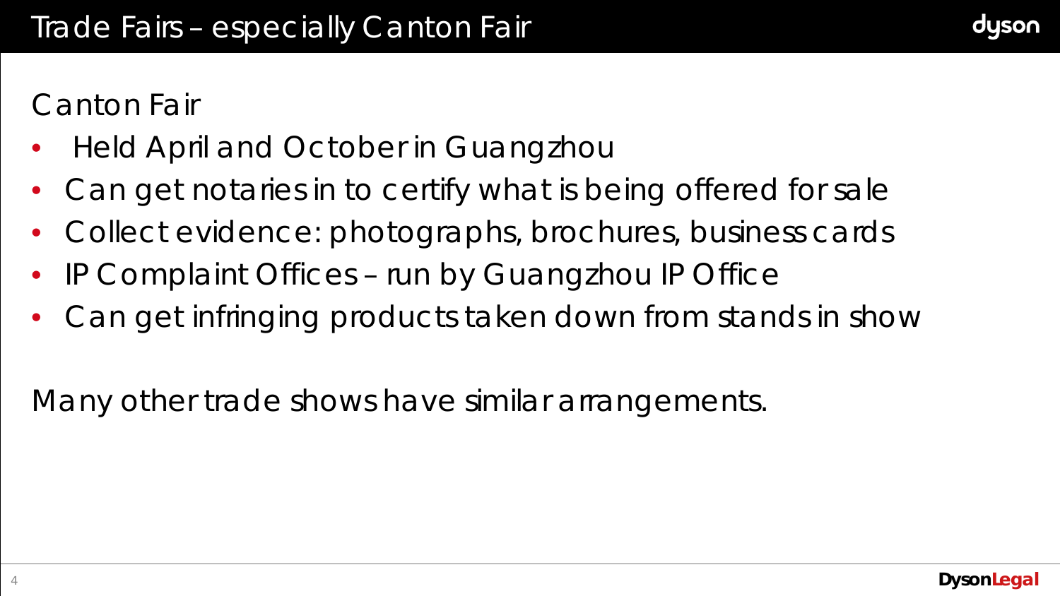# Trade Fairs – especially Canton Fair

Canton Fair

- Held April and October in Guangzhou
- Can get notaries in to certify what is being offered for sale
- Collect evidence: photographs, brochures, business cards
- IP Complaint Offices – run by Guangzhou IP Office
- Can get infringing products taken down from stands in show

Many other trade shows have similar arrangements.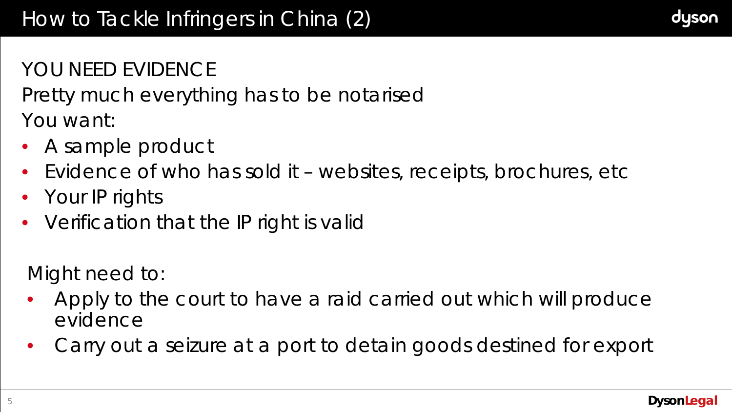# How to Tackle Infringers in China (2)

YOU NEED EVIDENCE

Pretty much everything has to be notarised

You want:

- A sample product
- Evidence of who has sold it – websites, receipts, brochures, etc
- Your IP rights
- Verification that the IP right is valid

Might need to:

- Apply to the court to have a raid carried out which will produce evidence
- Carry out a seizure at a port to detain goods destined for export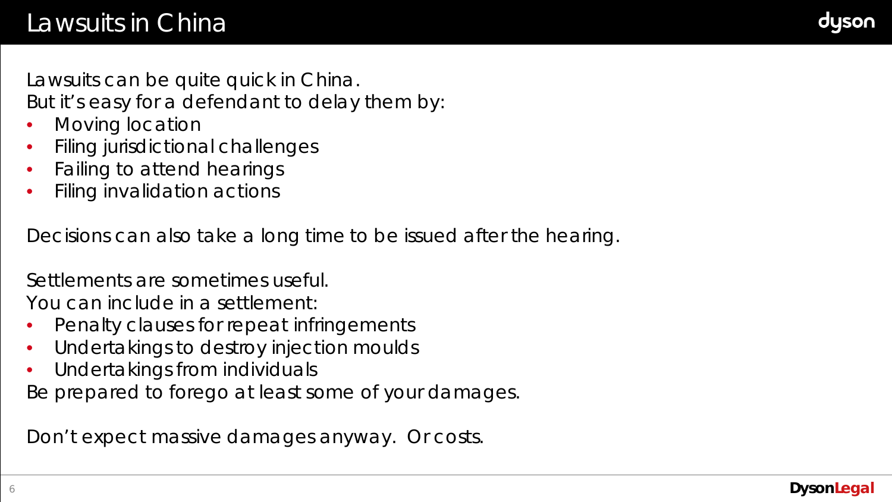# Lawsuits in China

Lawsuits can be quite quick in China.
But it's easy for a defendant to delay them by:

- Moving location
- Filing jurisdictional challenges
- Failing to attend hearings
- Filing invalidation actions

Decisions can also take a long time to be issued after the hearing.

Settlements are sometimes useful.
You can include in a settlement:

- Penalty clauses for repeat infringements
- Undertakings to destroy injection moulds
- Undertakings from individuals

Be prepared to forego at least some of your damages.

Don't expect massive damages anyway. Or costs.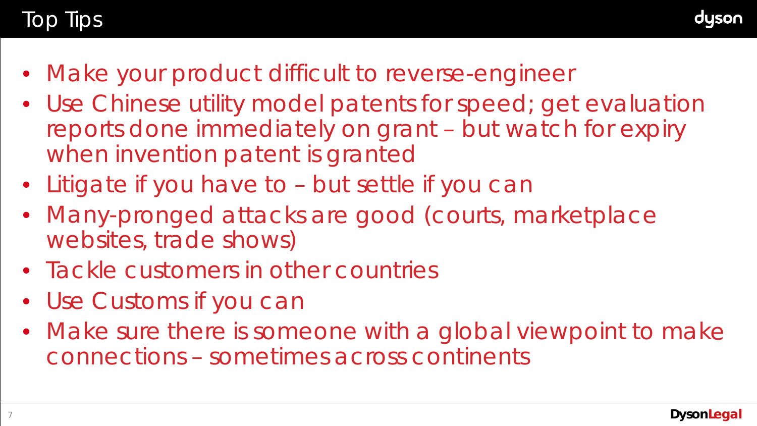# Top Tips

- Make your product difficult to reverse-engineer
- Use Chinese utility model patents for speed; get evaluation reports done immediately on grant – but watch for expiry when invention patent is granted
- Litigate if you have to – but settle if you can
- Many-pronged attacks are good (courts, marketplace websites, trade shows)
- Tackle customers in other countries
- Use Customs if you can
- Make sure there is someone with a global viewpoint to make connections – sometimes across continents